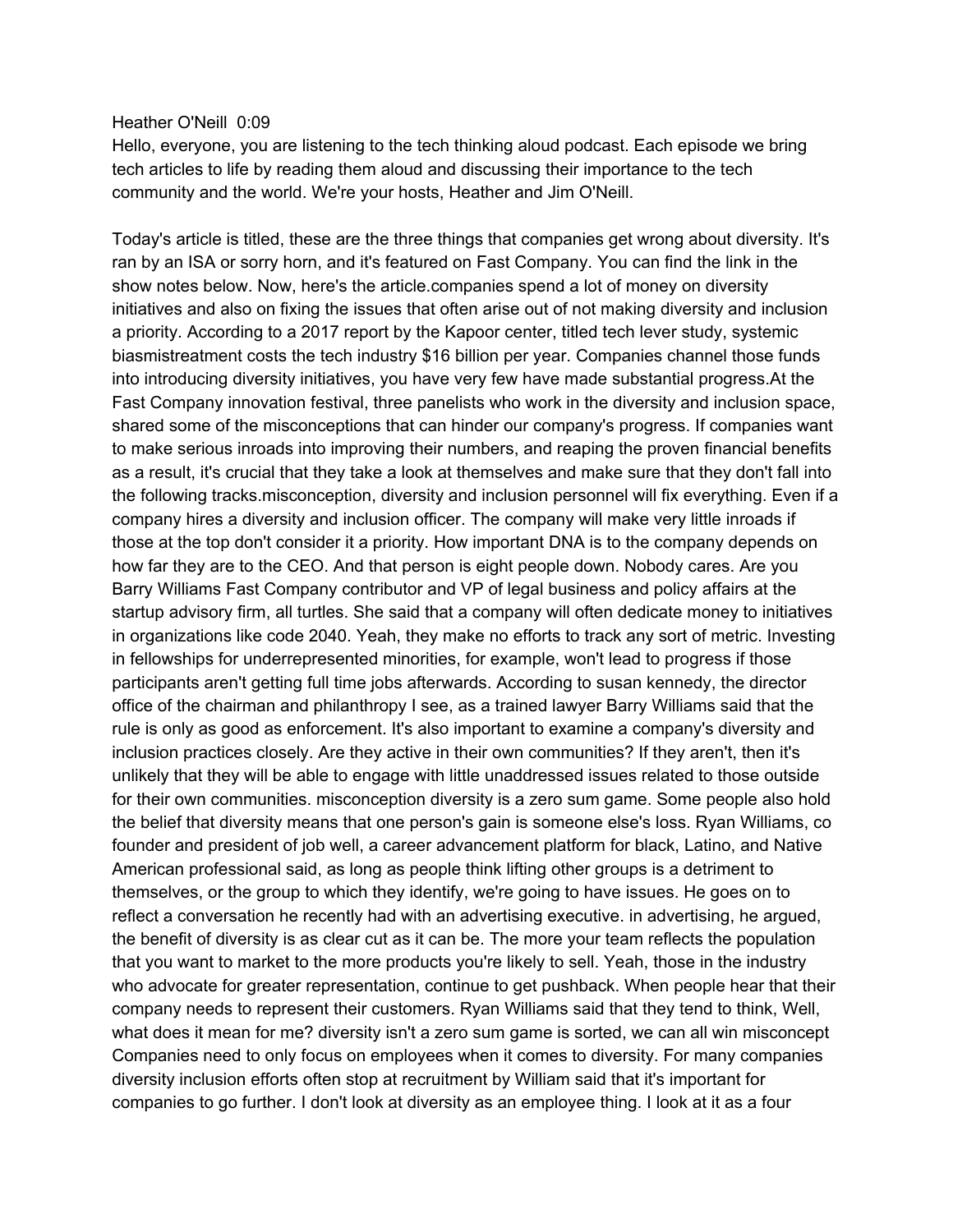Heather O'Neill  0:09

Hello, everyone, you are listening to the tech thinking aloud podcast. Each episode we bring tech articles to life by reading them aloud and discussing their importance to the tech community and the world. We're your hosts, Heather and Jim O'Neill.

Today's article is titled, these are the three things that companies get wrong about diversity. It's ran by an ISA or sorry horn, and it's featured on Fast Company. You can find the link in the show notes below. Now, here's the article.companies spend a lot of money on diversity initiatives and also on fixing the issues that often arise out of not making diversity and inclusion a priority. According to a 2017 report by the Kapoor center, titled tech lever study, systemic biasmistreatment costs the tech industry $16 billion per year. Companies channel those funds into introducing diversity initiatives, you have very few have made substantial progress.At the Fast Company innovation festival, three panelists who work in the diversity and inclusion space, shared some of the misconceptions that can hinder our company's progress. If companies want to make serious inroads into improving their numbers, and reaping the proven financial benefits as a result, it's crucial that they take a look at themselves and make sure that they don't fall into the following tracks.misconception, diversity and inclusion personnel will fix everything. Even if a company hires a diversity and inclusion officer. The company will make very little inroads if those at the top don't consider it a priority. How important DNA is to the company depends on how far they are to the CEO. And that person is eight people down. Nobody cares. Are you Barry Williams Fast Company contributor and VP of legal business and policy affairs at the startup advisory firm, all turtles. She said that a company will often dedicate money to initiatives in organizations like code 2040. Yeah, they make no efforts to track any sort of metric. Investing in fellowships for underrepresented minorities, for example, won't lead to progress if those participants aren't getting full time jobs afterwards. According to susan kennedy, the director office of the chairman and philanthropy I see, as a trained lawyer Barry Williams said that the rule is only as good as enforcement. It's also important to examine a company's diversity and inclusion practices closely. Are they active in their own communities? If they aren't, then it's unlikely that they will be able to engage with little unaddressed issues related to those outside for their own communities. misconception diversity is a zero sum game. Some people also hold the belief that diversity means that one person's gain is someone else's loss. Ryan Williams, co founder and president of job well, a career advancement platform for black, Latino, and Native American professional said, as long as people think lifting other groups is a detriment to themselves, or the group to which they identify, we're going to have issues. He goes on to reflect a conversation he recently had with an advertising executive. in advertising, he argued, the benefit of diversity is as clear cut as it can be. The more your team reflects the population that you want to market to the more products you're likely to sell. Yeah, those in the industry who advocate for greater representation, continue to get pushback. When people hear that their company needs to represent their customers. Ryan Williams said that they tend to think, Well, what does it mean for me? diversity isn't a zero sum game is sorted, we can all win misconcept Companies need to only focus on employees when it comes to diversity. For many companies diversity inclusion efforts often stop at recruitment by William said that it's important for companies to go further. I don't look at diversity as an employee thing. I look at it as a four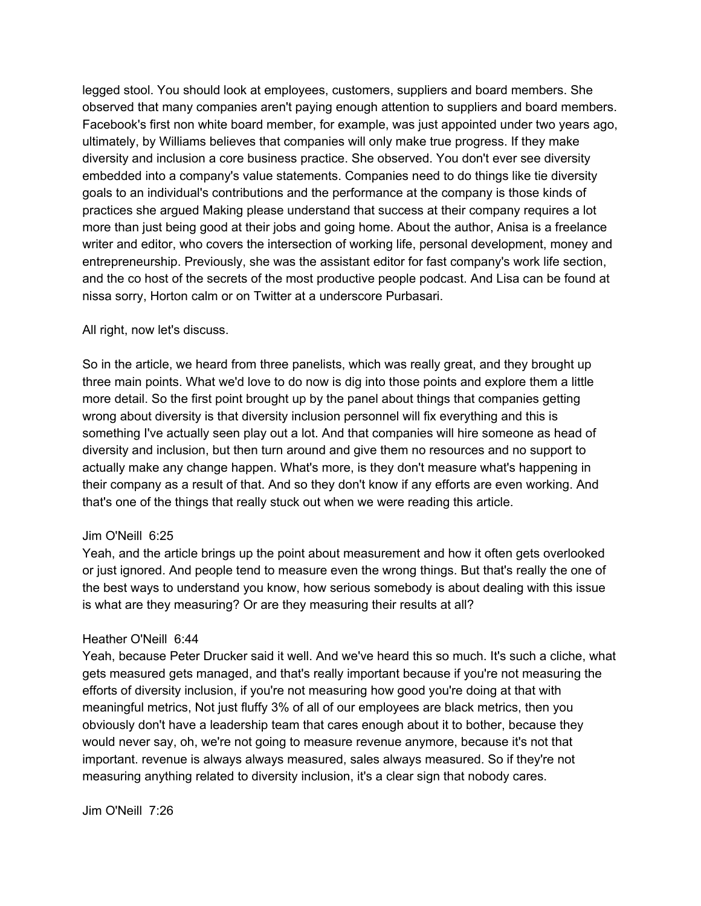legged stool. You should look at employees, customers, suppliers and board members. She observed that many companies aren't paying enough attention to suppliers and board members. Facebook's first non white board member, for example, was just appointed under two years ago, ultimately, by Williams believes that companies will only make true progress. If they make diversity and inclusion a core business practice. She observed. You don't ever see diversity embedded into a company's value statements. Companies need to do things like tie diversity goals to an individual's contributions and the performance at the company is those kinds of practices she argued Making please understand that success at their company requires a lot more than just being good at their jobs and going home. About the author, Anisa is a freelance writer and editor, who covers the intersection of working life, personal development, money and entrepreneurship. Previously, she was the assistant editor for fast company's work life section, and the co host of the secrets of the most productive people podcast. And Lisa can be found at nissa sorry, Horton calm or on Twitter at a underscore Purbasari.

All right, now let's discuss.

So in the article, we heard from three panelists, which was really great, and they brought up three main points. What we'd love to do now is dig into those points and explore them a little more detail. So the first point brought up by the panel about things that companies getting wrong about diversity is that diversity inclusion personnel will fix everything and this is something I've actually seen play out a lot. And that companies will hire someone as head of diversity and inclusion, but then turn around and give them no resources and no support to actually make any change happen. What's more, is they don't measure what's happening in their company as a result of that. And so they don't know if any efforts are even working. And that's one of the things that really stuck out when we were reading this article.

Jim O'Neill 6:25
Yeah, and the article brings up the point about measurement and how it often gets overlooked or just ignored. And people tend to measure even the wrong things. But that's really the one of the best ways to understand you know, how serious somebody is about dealing with this issue is what are they measuring? Or are they measuring their results at all?

Heather O'Neill 6:44
Yeah, because Peter Drucker said it well. And we've heard this so much. It's such a cliche, what gets measured gets managed, and that's really important because if you're not measuring the efforts of diversity inclusion, if you're not measuring how good you're doing at that with meaningful metrics, Not just fluffy 3% of all of our employees are black metrics, then you obviously don't have a leadership team that cares enough about it to bother, because they would never say, oh, we're not going to measure revenue anymore, because it's not that important. revenue is always always measured, sales always measured. So if they're not measuring anything related to diversity inclusion, it's a clear sign that nobody cares.

Jim O'Neill 7:26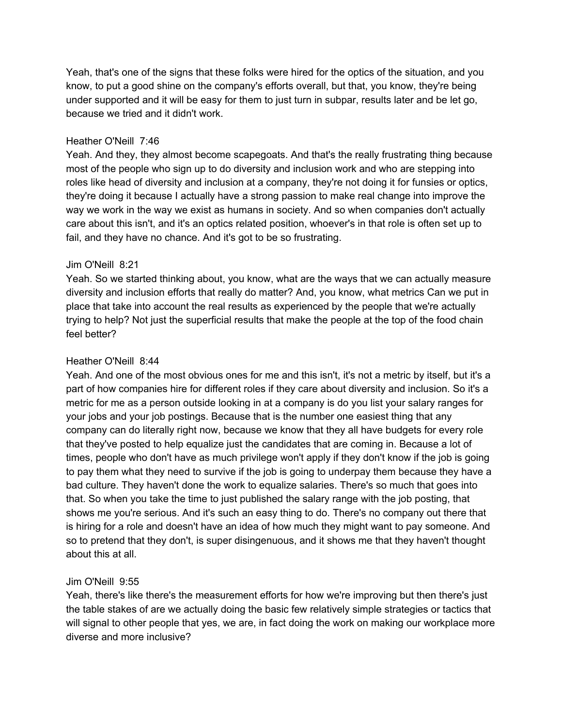Yeah, that's one of the signs that these folks were hired for the optics of the situation, and you know, to put a good shine on the company's efforts overall, but that, you know, they're being under supported and it will be easy for them to just turn in subpar, results later and be let go, because we tried and it didn't work.

Heather O'Neill 7:46
Yeah. And they, they almost become scapegoats. And that's the really frustrating thing because most of the people who sign up to do diversity and inclusion work and who are stepping into roles like head of diversity and inclusion at a company, they're not doing it for funsies or optics, they're doing it because I actually have a strong passion to make real change into improve the way we work in the way we exist as humans in society. And so when companies don't actually care about this isn't, and it's an optics related position, whoever's in that role is often set up to fail, and they have no chance. And it's got to be so frustrating.

Jim O'Neill 8:21
Yeah. So we started thinking about, you know, what are the ways that we can actually measure diversity and inclusion efforts that really do matter? And, you know, what metrics Can we put in place that take into account the real results as experienced by the people that we're actually trying to help? Not just the superficial results that make the people at the top of the food chain feel better?

Heather O'Neill 8:44
Yeah. And one of the most obvious ones for me and this isn't, it's not a metric by itself, but it's a part of how companies hire for different roles if they care about diversity and inclusion. So it's a metric for me as a person outside looking in at a company is do you list your salary ranges for your jobs and your job postings. Because that is the number one easiest thing that any company can do literally right now, because we know that they all have budgets for every role that they've posted to help equalize just the candidates that are coming in. Because a lot of times, people who don't have as much privilege won't apply if they don't know if the job is going to pay them what they need to survive if the job is going to underpay them because they have a bad culture. They haven't done the work to equalize salaries. There's so much that goes into that. So when you take the time to just published the salary range with the job posting, that shows me you're serious. And it's such an easy thing to do. There's no company out there that is hiring for a role and doesn't have an idea of how much they might want to pay someone. And so to pretend that they don't, is super disingenuous, and it shows me that they haven't thought about this at all.

Jim O'Neill 9:55
Yeah, there's like there's the measurement efforts for how we're improving but then there's just the table stakes of are we actually doing the basic few relatively simple strategies or tactics that will signal to other people that yes, we are, in fact doing the work on making our workplace more diverse and more inclusive?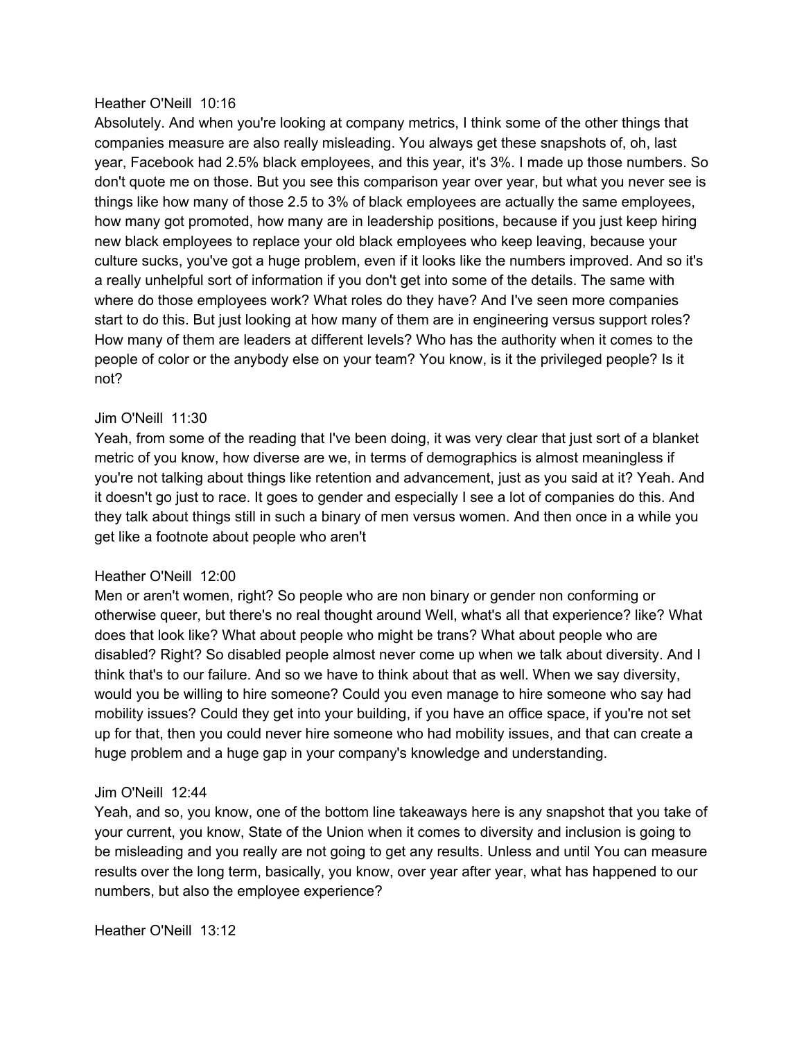Heather O'Neill 10:16

Absolutely. And when you're looking at company metrics, I think some of the other things that companies measure are also really misleading. You always get these snapshots of, oh, last year, Facebook had 2.5% black employees, and this year, it's 3%. I made up those numbers. So don't quote me on those. But you see this comparison year over year, but what you never see is things like how many of those 2.5 to 3% of black employees are actually the same employees, how many got promoted, how many are in leadership positions, because if you just keep hiring new black employees to replace your old black employees who keep leaving, because your culture sucks, you've got a huge problem, even if it looks like the numbers improved. And so it's a really unhelpful sort of information if you don't get into some of the details. The same with where do those employees work? What roles do they have? And I've seen more companies start to do this. But just looking at how many of them are in engineering versus support roles? How many of them are leaders at different levels? Who has the authority when it comes to the people of color or the anybody else on your team? You know, is it the privileged people? Is it not?

Jim O'Neill 11:30

Yeah, from some of the reading that I've been doing, it was very clear that just sort of a blanket metric of you know, how diverse are we, in terms of demographics is almost meaningless if you're not talking about things like retention and advancement, just as you said at it? Yeah. And it doesn't go just to race. It goes to gender and especially I see a lot of companies do this. And they talk about things still in such a binary of men versus women. And then once in a while you get like a footnote about people who aren't

Heather O'Neill 12:00

Men or aren't women, right? So people who are non binary or gender non conforming or otherwise queer, but there's no real thought around Well, what's all that experience? like? What does that look like? What about people who might be trans? What about people who are disabled? Right? So disabled people almost never come up when we talk about diversity. And I think that's to our failure. And so we have to think about that as well. When we say diversity, would you be willing to hire someone? Could you even manage to hire someone who say had mobility issues? Could they get into your building, if you have an office space, if you're not set up for that, then you could never hire someone who had mobility issues, and that can create a huge problem and a huge gap in your company's knowledge and understanding.

Jim O'Neill 12:44

Yeah, and so, you know, one of the bottom line takeaways here is any snapshot that you take of your current, you know, State of the Union when it comes to diversity and inclusion is going to be misleading and you really are not going to get any results. Unless and until You can measure results over the long term, basically, you know, over year after year, what has happened to our numbers, but also the employee experience?

Heather O'Neill 13:12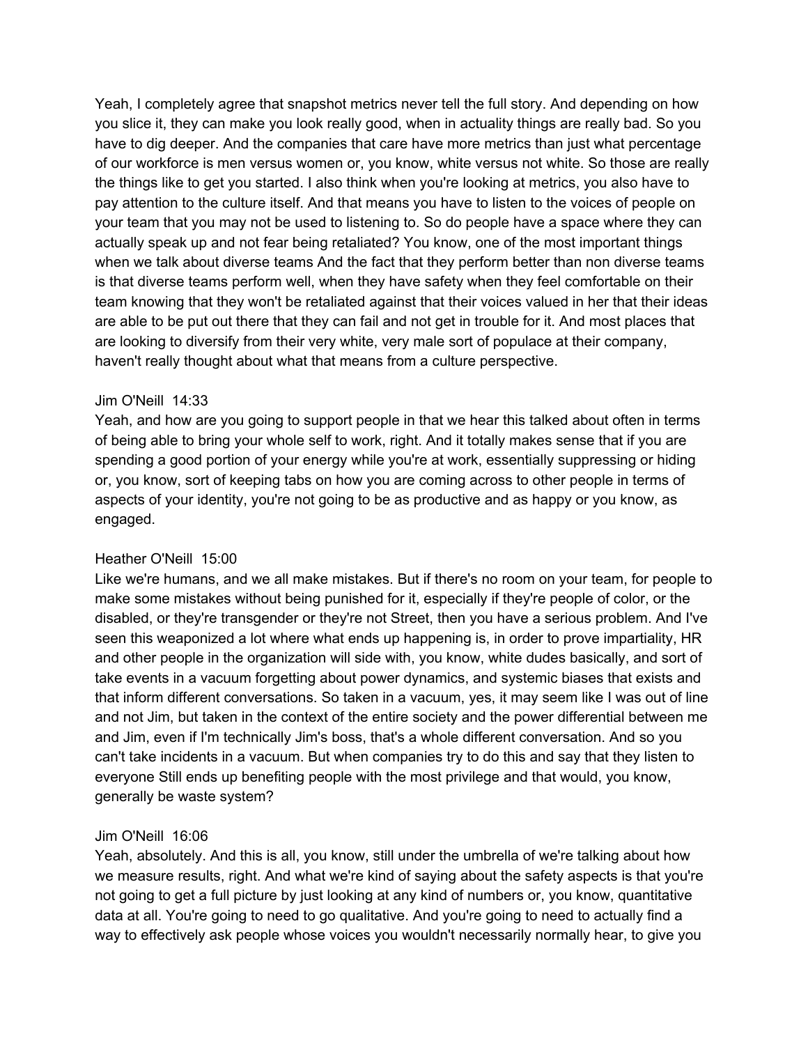Yeah, I completely agree that snapshot metrics never tell the full story. And depending on how you slice it, they can make you look really good, when in actuality things are really bad. So you have to dig deeper. And the companies that care have more metrics than just what percentage of our workforce is men versus women or, you know, white versus not white. So those are really the things like to get you started. I also think when you're looking at metrics, you also have to pay attention to the culture itself. And that means you have to listen to the voices of people on your team that you may not be used to listening to. So do people have a space where they can actually speak up and not fear being retaliated? You know, one of the most important things when we talk about diverse teams And the fact that they perform better than non diverse teams is that diverse teams perform well, when they have safety when they feel comfortable on their team knowing that they won't be retaliated against that their voices valued in her that their ideas are able to be put out there that they can fail and not get in trouble for it. And most places that are looking to diversify from their very white, very male sort of populace at their company, haven't really thought about what that means from a culture perspective.

Jim O'Neill 14:33
Yeah, and how are you going to support people in that we hear this talked about often in terms of being able to bring your whole self to work, right. And it totally makes sense that if you are spending a good portion of your energy while you're at work, essentially suppressing or hiding or, you know, sort of keeping tabs on how you are coming across to other people in terms of aspects of your identity, you're not going to be as productive and as happy or you know, as engaged.

Heather O'Neill 15:00
Like we're humans, and we all make mistakes. But if there's no room on your team, for people to make some mistakes without being punished for it, especially if they're people of color, or the disabled, or they're transgender or they're not Street, then you have a serious problem. And I've seen this weaponized a lot where what ends up happening is, in order to prove impartiality, HR and other people in the organization will side with, you know, white dudes basically, and sort of take events in a vacuum forgetting about power dynamics, and systemic biases that exists and that inform different conversations. So taken in a vacuum, yes, it may seem like I was out of line and not Jim, but taken in the context of the entire society and the power differential between me and Jim, even if I'm technically Jim's boss, that's a whole different conversation. And so you can't take incidents in a vacuum. But when companies try to do this and say that they listen to everyone Still ends up benefiting people with the most privilege and that would, you know, generally be waste system?

Jim O'Neill 16:06
Yeah, absolutely. And this is all, you know, still under the umbrella of we're talking about how we measure results, right. And what we're kind of saying about the safety aspects is that you're not going to get a full picture by just looking at any kind of numbers or, you know, quantitative data at all. You're going to need to go qualitative. And you're going to need to actually find a way to effectively ask people whose voices you wouldn't necessarily normally hear, to give you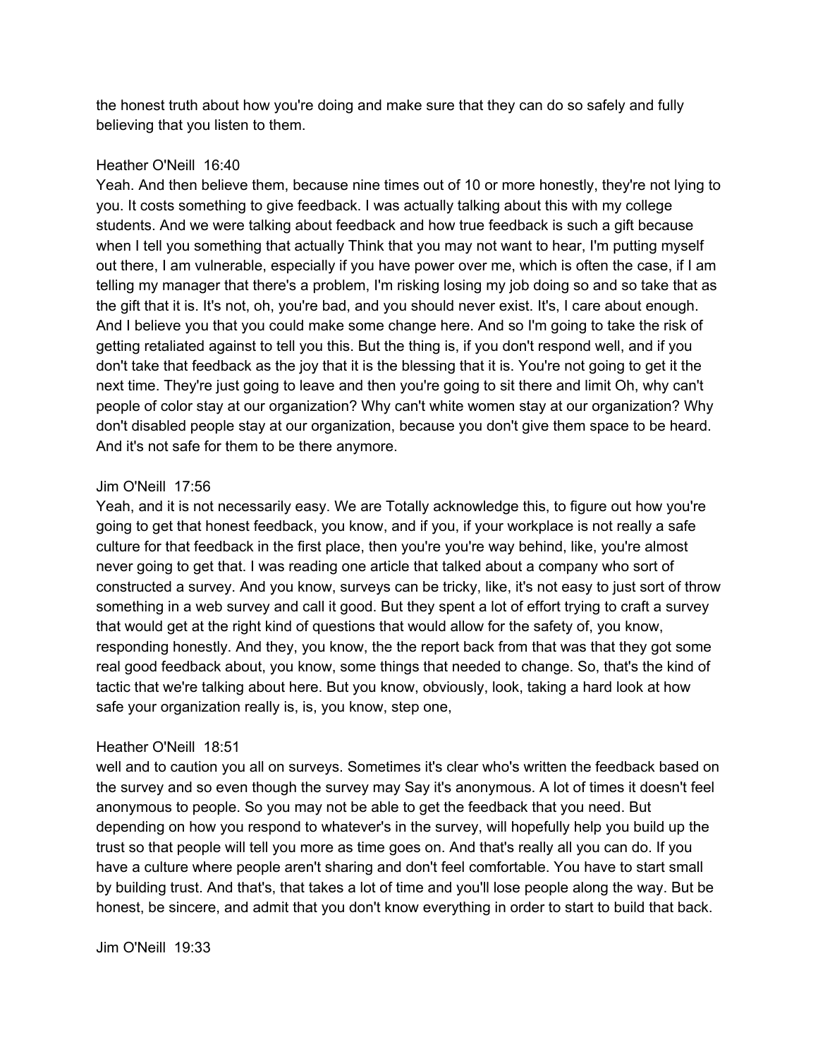the honest truth about how you're doing and make sure that they can do so safely and fully believing that you listen to them.

Heather O'Neill  16:40
Yeah. And then believe them, because nine times out of 10 or more honestly, they're not lying to you. It costs something to give feedback. I was actually talking about this with my college students. And we were talking about feedback and how true feedback is such a gift because when I tell you something that actually Think that you may not want to hear, I'm putting myself out there, I am vulnerable, especially if you have power over me, which is often the case, if I am telling my manager that there's a problem, I'm risking losing my job doing so and so take that as the gift that it is. It's not, oh, you're bad, and you should never exist. It's, I care about enough. And I believe you that you could make some change here. And so I'm going to take the risk of getting retaliated against to tell you this. But the thing is, if you don't respond well, and if you don't take that feedback as the joy that it is the blessing that it is. You're not going to get it the next time. They're just going to leave and then you're going to sit there and limit Oh, why can't people of color stay at our organization? Why can't white women stay at our organization? Why don't disabled people stay at our organization, because you don't give them space to be heard. And it's not safe for them to be there anymore.

Jim O'Neill  17:56
Yeah, and it is not necessarily easy. We are Totally acknowledge this, to figure out how you're going to get that honest feedback, you know, and if you, if your workplace is not really a safe culture for that feedback in the first place, then you're you're way behind, like, you're almost never going to get that. I was reading one article that talked about a company who sort of constructed a survey. And you know, surveys can be tricky, like, it's not easy to just sort of throw something in a web survey and call it good. But they spent a lot of effort trying to craft a survey that would get at the right kind of questions that would allow for the safety of, you know, responding honestly. And they, you know, the the report back from that was that they got some real good feedback about, you know, some things that needed to change. So, that's the kind of tactic that we're talking about here. But you know, obviously, look, taking a hard look at how safe your organization really is, is, you know, step one,

Heather O'Neill  18:51
well and to caution you all on surveys. Sometimes it's clear who's written the feedback based on the survey and so even though the survey may Say it's anonymous. A lot of times it doesn't feel anonymous to people. So you may not be able to get the feedback that you need. But depending on how you respond to whatever's in the survey, will hopefully help you build up the trust so that people will tell you more as time goes on. And that's really all you can do. If you have a culture where people aren't sharing and don't feel comfortable. You have to start small by building trust. And that's, that takes a lot of time and you'll lose people along the way. But be honest, be sincere, and admit that you don't know everything in order to start to build that back.

Jim O'Neill  19:33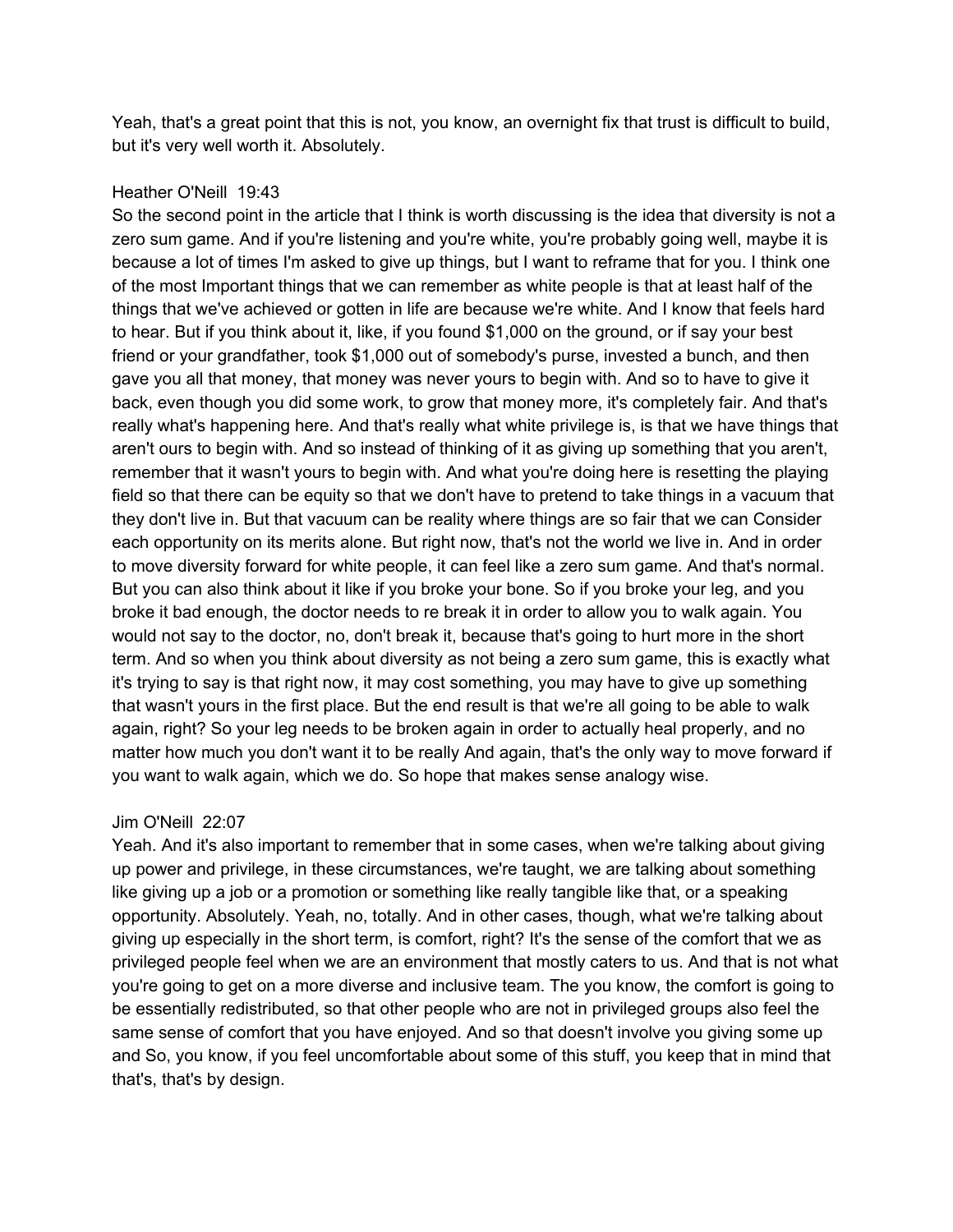Yeah, that's a great point that this is not, you know, an overnight fix that trust is difficult to build, but it's very well worth it. Absolutely.

Heather O'Neill 19:43
So the second point in the article that I think is worth discussing is the idea that diversity is not a zero sum game. And if you're listening and you're white, you're probably going well, maybe it is because a lot of times I'm asked to give up things, but I want to reframe that for you. I think one of the most Important things that we can remember as white people is that at least half of the things that we've achieved or gotten in life are because we're white. And I know that feels hard to hear. But if you think about it, like, if you found $1,000 on the ground, or if say your best friend or your grandfather, took $1,000 out of somebody's purse, invested a bunch, and then gave you all that money, that money was never yours to begin with. And so to have to give it back, even though you did some work, to grow that money more, it's completely fair. And that's really what's happening here. And that's really what white privilege is, is that we have things that aren't ours to begin with. And so instead of thinking of it as giving up something that you aren't, remember that it wasn't yours to begin with. And what you're doing here is resetting the playing field so that there can be equity so that we don't have to pretend to take things in a vacuum that they don't live in. But that vacuum can be reality where things are so fair that we can Consider each opportunity on its merits alone. But right now, that's not the world we live in. And in order to move diversity forward for white people, it can feel like a zero sum game. And that's normal. But you can also think about it like if you broke your bone. So if you broke your leg, and you broke it bad enough, the doctor needs to re break it in order to allow you to walk again. You would not say to the doctor, no, don't break it, because that's going to hurt more in the short term. And so when you think about diversity as not being a zero sum game, this is exactly what it's trying to say is that right now, it may cost something, you may have to give up something that wasn't yours in the first place. But the end result is that we're all going to be able to walk again, right? So your leg needs to be broken again in order to actually heal properly, and no matter how much you don't want it to be really And again, that's the only way to move forward if you want to walk again, which we do. So hope that makes sense analogy wise.

Jim O'Neill 22:07
Yeah. And it's also important to remember that in some cases, when we're talking about giving up power and privilege, in these circumstances, we're taught, we are talking about something like giving up a job or a promotion or something like really tangible like that, or a speaking opportunity. Absolutely. Yeah, no, totally. And in other cases, though, what we're talking about giving up especially in the short term, is comfort, right? It's the sense of the comfort that we as privileged people feel when we are an environment that mostly caters to us. And that is not what you're going to get on a more diverse and inclusive team. The you know, the comfort is going to be essentially redistributed, so that other people who are not in privileged groups also feel the same sense of comfort that you have enjoyed. And so that doesn't involve you giving some up and So, you know, if you feel uncomfortable about some of this stuff, you keep that in mind that that's, that's by design.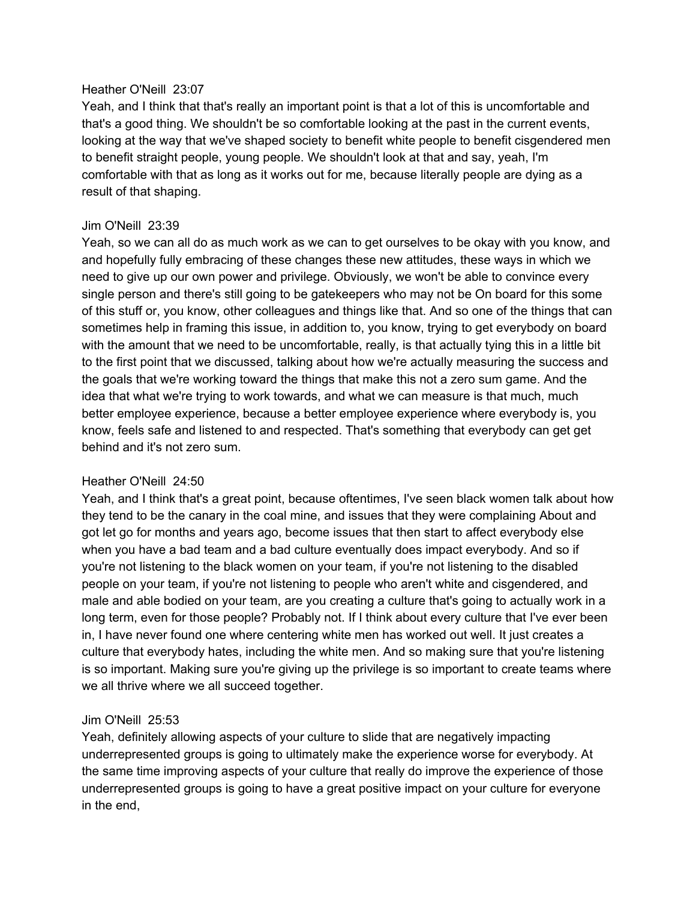Heather O'Neill 23:07
Yeah, and I think that that's really an important point is that a lot of this is uncomfortable and that's a good thing. We shouldn't be so comfortable looking at the past in the current events, looking at the way that we've shaped society to benefit white people to benefit cisgendered men to benefit straight people, young people. We shouldn't look at that and say, yeah, I'm comfortable with that as long as it works out for me, because literally people are dying as a result of that shaping.

Jim O'Neill 23:39
Yeah, so we can all do as much work as we can to get ourselves to be okay with you know, and and hopefully fully embracing of these changes these new attitudes, these ways in which we need to give up our own power and privilege. Obviously, we won't be able to convince every single person and there's still going to be gatekeepers who may not be On board for this some of this stuff or, you know, other colleagues and things like that. And so one of the things that can sometimes help in framing this issue, in addition to, you know, trying to get everybody on board with the amount that we need to be uncomfortable, really, is that actually tying this in a little bit to the first point that we discussed, talking about how we're actually measuring the success and the goals that we're working toward the things that make this not a zero sum game. And the idea that what we're trying to work towards, and what we can measure is that much, much better employee experience, because a better employee experience where everybody is, you know, feels safe and listened to and respected. That's something that everybody can get get behind and it's not zero sum.

Heather O'Neill 24:50
Yeah, and I think that's a great point, because oftentimes, I've seen black women talk about how they tend to be the canary in the coal mine, and issues that they were complaining About and got let go for months and years ago, become issues that then start to affect everybody else when you have a bad team and a bad culture eventually does impact everybody. And so if you're not listening to the black women on your team, if you're not listening to the disabled people on your team, if you're not listening to people who aren't white and cisgendered, and male and able bodied on your team, are you creating a culture that's going to actually work in a long term, even for those people? Probably not. If I think about every culture that I've ever been in, I have never found one where centering white men has worked out well. It just creates a culture that everybody hates, including the white men. And so making sure that you're listening is so important. Making sure you're giving up the privilege is so important to create teams where we all thrive where we all succeed together.

Jim O'Neill 25:53
Yeah, definitely allowing aspects of your culture to slide that are negatively impacting underrepresented groups is going to ultimately make the experience worse for everybody. At the same time improving aspects of your culture that really do improve the experience of those underrepresented groups is going to have a great positive impact on your culture for everyone in the end,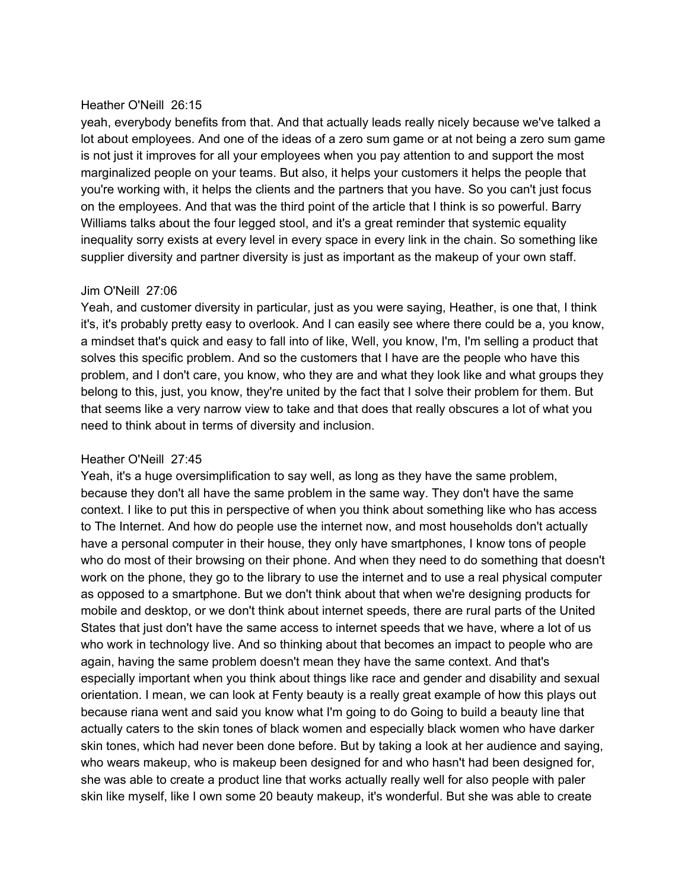Heather O'Neill 26:15

yeah, everybody benefits from that. And that actually leads really nicely because we've talked a lot about employees. And one of the ideas of a zero sum game or at not being a zero sum game is not just it improves for all your employees when you pay attention to and support the most marginalized people on your teams. But also, it helps your customers it helps the people that you're working with, it helps the clients and the partners that you have. So you can't just focus on the employees. And that was the third point of the article that I think is so powerful. Barry Williams talks about the four legged stool, and it's a great reminder that systemic equality inequality sorry exists at every level in every space in every link in the chain. So something like supplier diversity and partner diversity is just as important as the makeup of your own staff.

Jim O'Neill 27:06

Yeah, and customer diversity in particular, just as you were saying, Heather, is one that, I think it's, it's probably pretty easy to overlook. And I can easily see where there could be a, you know, a mindset that's quick and easy to fall into of like, Well, you know, I'm, I'm selling a product that solves this specific problem. And so the customers that I have are the people who have this problem, and I don't care, you know, who they are and what they look like and what groups they belong to this, just, you know, they're united by the fact that I solve their problem for them. But that seems like a very narrow view to take and that does that really obscures a lot of what you need to think about in terms of diversity and inclusion.

Heather O'Neill 27:45

Yeah, it's a huge oversimplification to say well, as long as they have the same problem, because they don't all have the same problem in the same way. They don't have the same context. I like to put this in perspective of when you think about something like who has access to The Internet. And how do people use the internet now, and most households don't actually have a personal computer in their house, they only have smartphones, I know tons of people who do most of their browsing on their phone. And when they need to do something that doesn't work on the phone, they go to the library to use the internet and to use a real physical computer as opposed to a smartphone. But we don't think about that when we're designing products for mobile and desktop, or we don't think about internet speeds, there are rural parts of the United States that just don't have the same access to internet speeds that we have, where a lot of us who work in technology live. And so thinking about that becomes an impact to people who are again, having the same problem doesn't mean they have the same context. And that's especially important when you think about things like race and gender and disability and sexual orientation. I mean, we can look at Fenty beauty is a really great example of how this plays out because riana went and said you know what I'm going to do Going to build a beauty line that actually caters to the skin tones of black women and especially black women who have darker skin tones, which had never been done before. But by taking a look at her audience and saying, who wears makeup, who is makeup been designed for and who hasn't had been designed for, she was able to create a product line that works actually really well for also people with paler skin like myself, like I own some 20 beauty makeup, it's wonderful. But she was able to create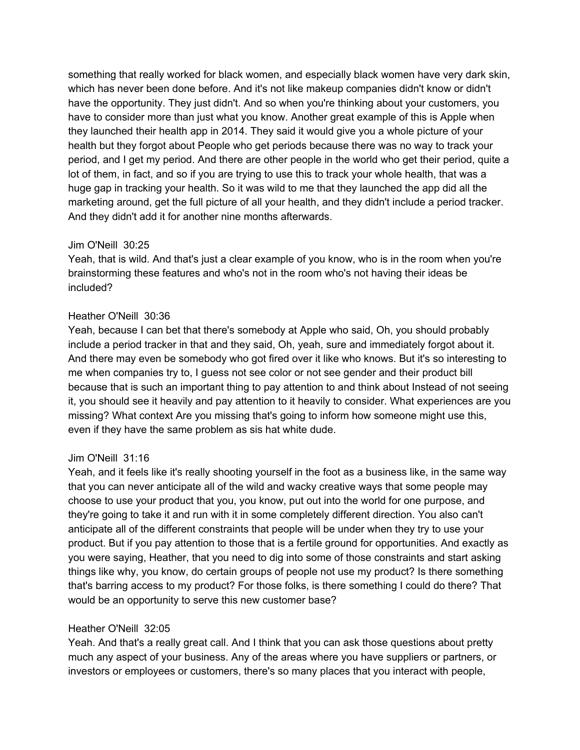something that really worked for black women, and especially black women have very dark skin, which has never been done before. And it's not like makeup companies didn't know or didn't have the opportunity. They just didn't. And so when you're thinking about your customers, you have to consider more than just what you know. Another great example of this is Apple when they launched their health app in 2014. They said it would give you a whole picture of your health but they forgot about People who get periods because there was no way to track your period, and I get my period. And there are other people in the world who get their period, quite a lot of them, in fact, and so if you are trying to use this to track your whole health, that was a huge gap in tracking your health. So it was wild to me that they launched the app did all the marketing around, get the full picture of all your health, and they didn't include a period tracker. And they didn't add it for another nine months afterwards.

Jim O'Neill 30:25
Yeah, that is wild. And that's just a clear example of you know, who is in the room when you're brainstorming these features and who's not in the room who's not having their ideas be included?

Heather O'Neill 30:36
Yeah, because I can bet that there's somebody at Apple who said, Oh, you should probably include a period tracker in that and they said, Oh, yeah, sure and immediately forgot about it. And there may even be somebody who got fired over it like who knows. But it's so interesting to me when companies try to, I guess not see color or not see gender and their product bill because that is such an important thing to pay attention to and think about Instead of not seeing it, you should see it heavily and pay attention to it heavily to consider. What experiences are you missing? What context Are you missing that's going to inform how someone might use this, even if they have the same problem as sis hat white dude.

Jim O'Neill 31:16
Yeah, and it feels like it's really shooting yourself in the foot as a business like, in the same way that you can never anticipate all of the wild and wacky creative ways that some people may choose to use your product that you, you know, put out into the world for one purpose, and they're going to take it and run with it in some completely different direction. You also can't anticipate all of the different constraints that people will be under when they try to use your product. But if you pay attention to those that is a fertile ground for opportunities. And exactly as you were saying, Heather, that you need to dig into some of those constraints and start asking things like why, you know, do certain groups of people not use my product? Is there something that's barring access to my product? For those folks, is there something I could do there? That would be an opportunity to serve this new customer base?

Heather O'Neill 32:05
Yeah. And that's a really great call. And I think that you can ask those questions about pretty much any aspect of your business. Any of the areas where you have suppliers or partners, or investors or employees or customers, there's so many places that you interact with people,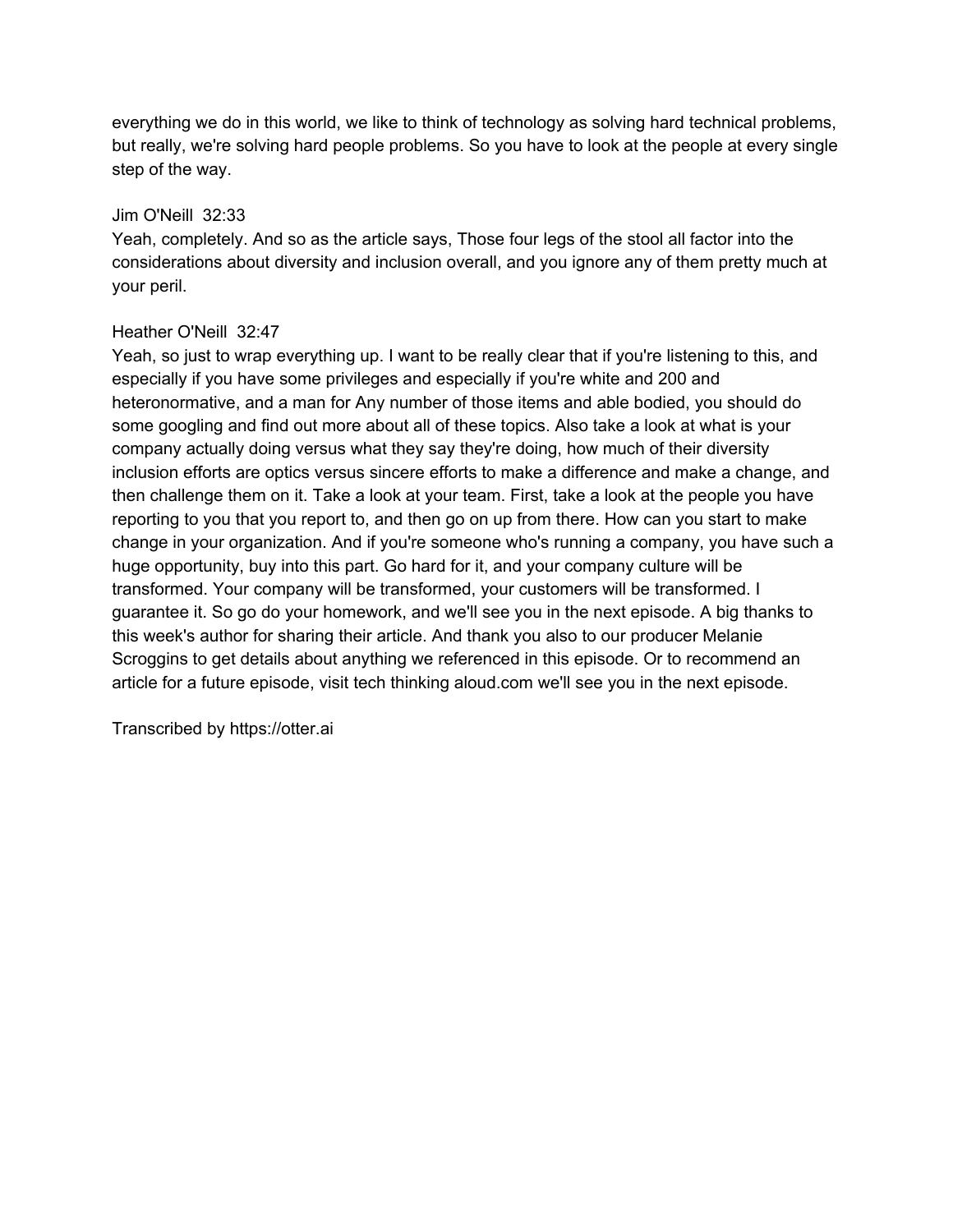everything we do in this world, we like to think of technology as solving hard technical problems, but really, we're solving hard people problems. So you have to look at the people at every single step of the way.

Jim O'Neill 32:33
Yeah, completely. And so as the article says, Those four legs of the stool all factor into the considerations about diversity and inclusion overall, and you ignore any of them pretty much at your peril.

Heather O'Neill 32:47
Yeah, so just to wrap everything up. I want to be really clear that if you're listening to this, and especially if you have some privileges and especially if you're white and 200 and heteronormative, and a man for Any number of those items and able bodied, you should do some googling and find out more about all of these topics. Also take a look at what is your company actually doing versus what they say they're doing, how much of their diversity inclusion efforts are optics versus sincere efforts to make a difference and make a change, and then challenge them on it. Take a look at your team. First, take a look at the people you have reporting to you that you report to, and then go on up from there. How can you start to make change in your organization. And if you're someone who's running a company, you have such a huge opportunity, buy into this part. Go hard for it, and your company culture will be transformed. Your company will be transformed, your customers will be transformed. I guarantee it. So go do your homework, and we'll see you in the next episode. A big thanks to this week's author for sharing their article. And thank you also to our producer Melanie Scroggins to get details about anything we referenced in this episode. Or to recommend an article for a future episode, visit tech thinking aloud.com we'll see you in the next episode.

Transcribed by https://otter.ai